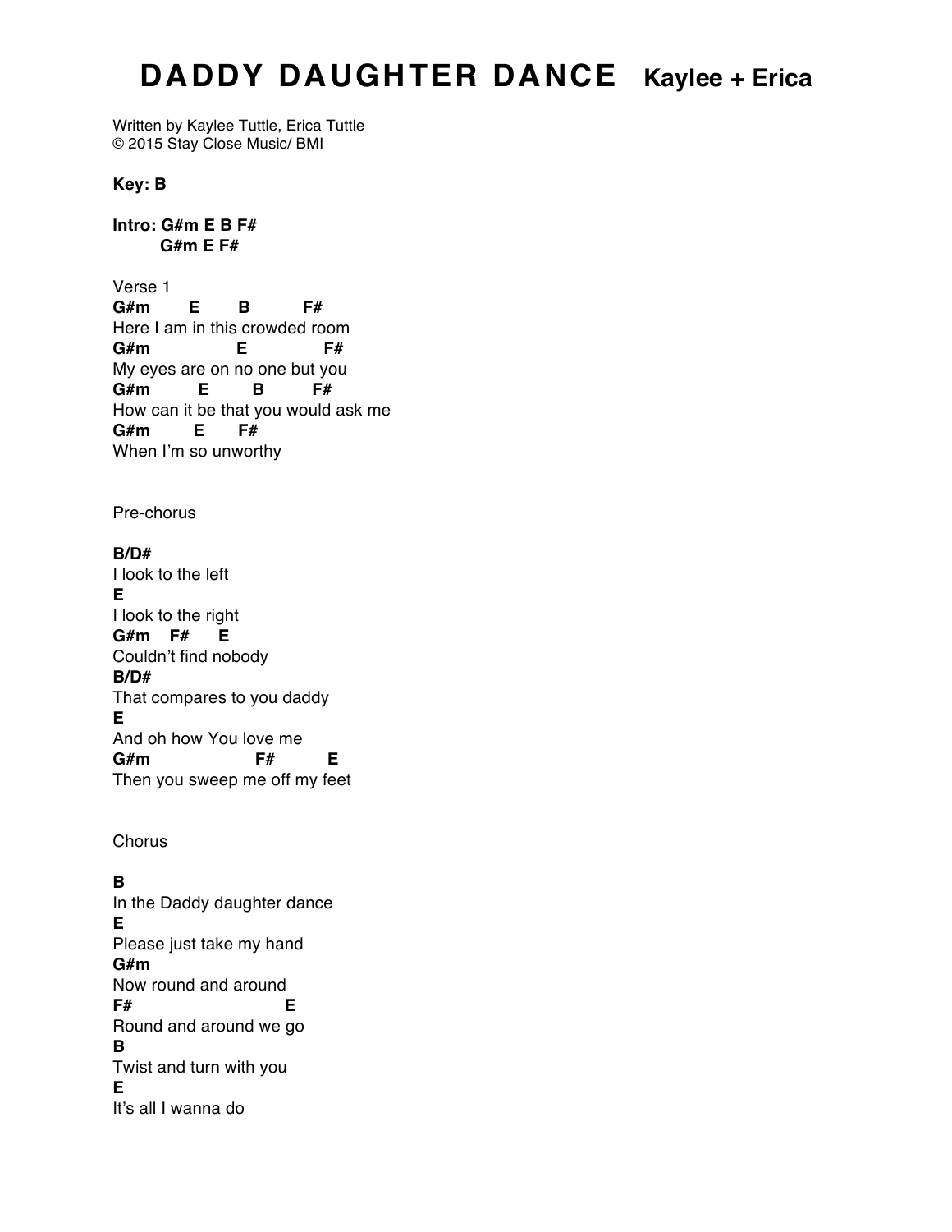# DADDY DAUGHTER DANCE Kaylee + Erica

Written by Kaylee Tuttle, Erica Tuttle
© 2015 Stay Close Music/ BMI

**Key: B**

**Intro: G#m E B F#**
**G#m E F#**

Verse 1

```
G#m        E        B          F#
Here I am in this crowded room
G#m                 E              F#
My eyes are on no one but you
G#m          E        B          F#
How can it be that you would ask me
G#m        E       F#
When I'm so unworthy
```

Pre-chorus

```
B/D#
I look to the left
E
I look to the right
G#m    F#      E
Couldn't find nobody
B/D#
That compares to you daddy
E
And oh how You love me
G#m                  F#          E
Then you sweep me off my feet
```

Chorus

```
B
In the Daddy daughter dance
E
Please just take my hand
G#m
Now round and around
F#                        E
Round and around we go
B
Twist and turn with you
E
It's all I wanna do
```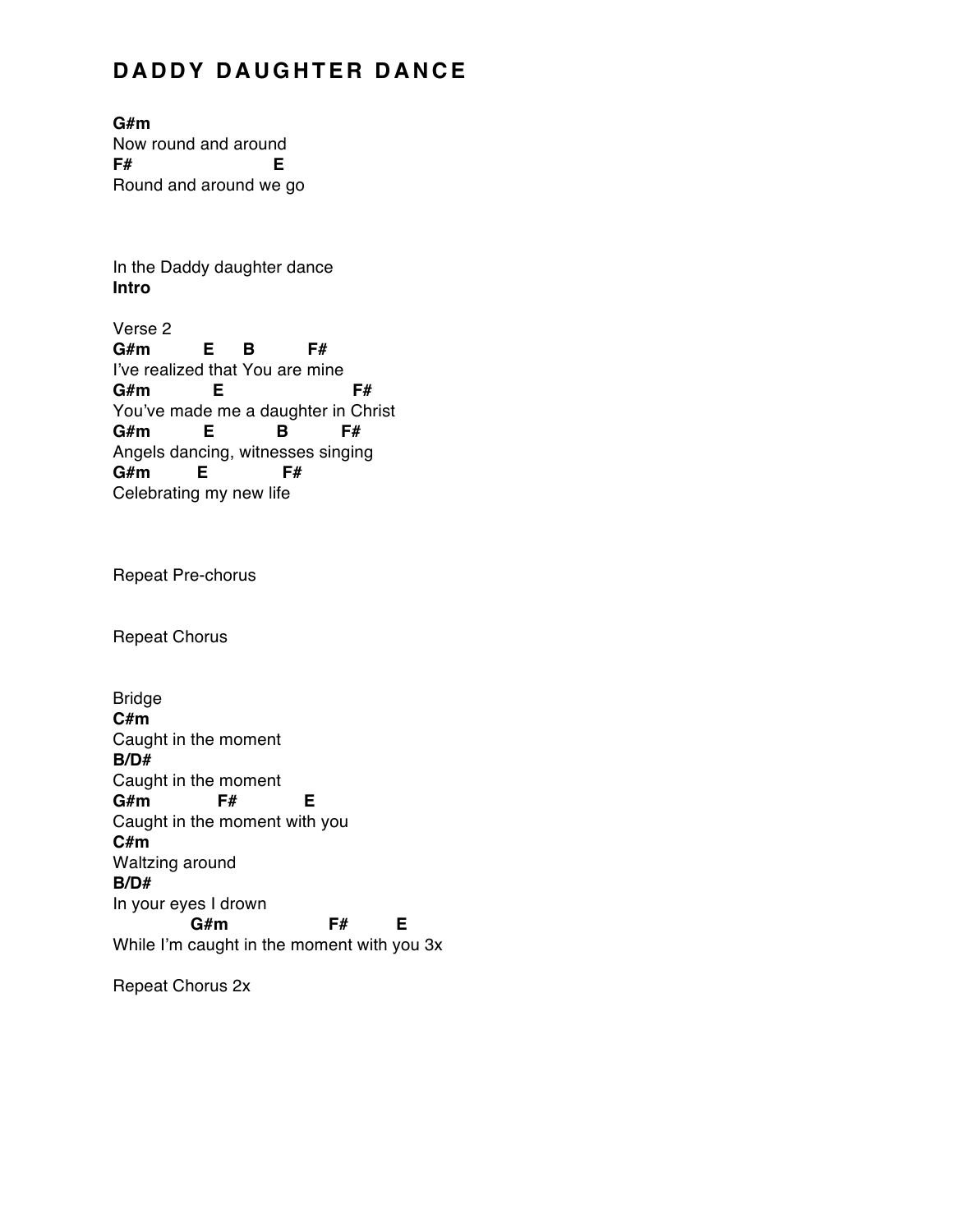## D A D D Y  D A U G H T E R  D A N C E

```
G#m
Now round and around
F#                          E
Round and around we go



In the Daddy daughter dance
```

**Intro**

```
Verse 2
G#m          E      B          F#
I've realized that You are mine
G#m            E                          F#
You've made me a daughter in Christ
G#m          E            B          F#
Angels dancing, witnesses singing
G#m         E              F#
Celebrating my new life
```

Repeat Pre-chorus

Repeat Chorus

```
Bridge
C#m
Caught in the moment
B/D#
Caught in the moment
G#m             F#            E
Caught in the moment with you
C#m
Waltzing around
B/D#
In your eyes I drown
              G#m                  F#         E
While I'm caught in the moment with you 3x
```

Repeat Chorus 2x